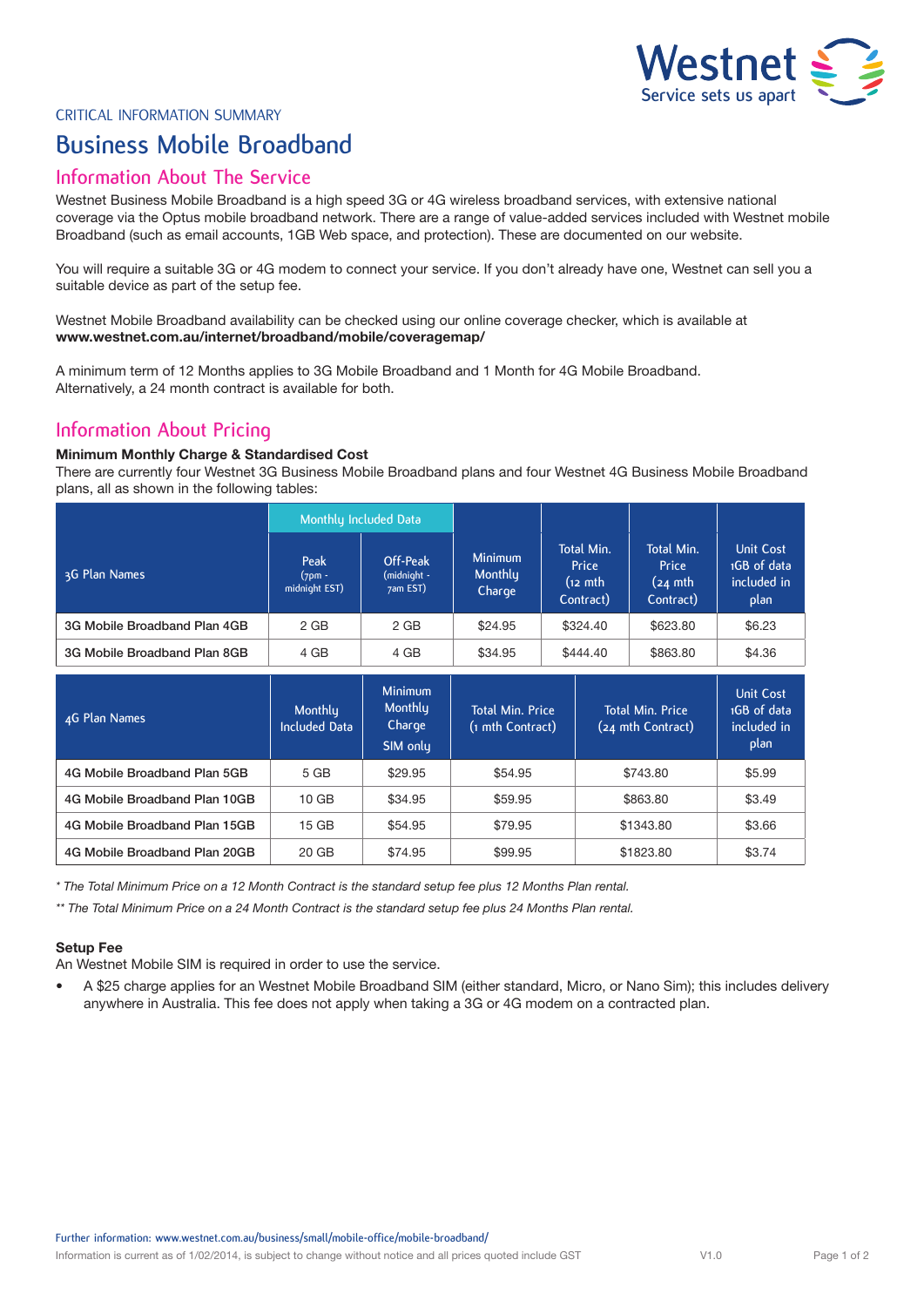Westnet
Service sets us apart

CRITICAL INFORMATION SUMMARY

# Business Mobile Broadband

## Information About The Service

Westnet Business Mobile Broadband is a high speed 3G or 4G wireless broadband services, with extensive national coverage via the Optus mobile broadband network. There are a range of value-added services included with Westnet mobile Broadband (such as email accounts, 1GB Web space, and protection). These are documented on our website.

You will require a suitable 3G or 4G modem to connect your service. If you don't already have one, Westnet can sell you a suitable device as part of the setup fee.

Westnet Mobile Broadband availability can be checked using our online coverage checker, which is available at **www.westnet.com.au/internet/broadband/mobile/coveragemap/**

A minimum term of 12 Months applies to 3G Mobile Broadband and 1 Month for 4G Mobile Broadband. Alternatively, a 24 month contract is available for both.

## Information About Pricing

**Minimum Monthly Charge & Standardised Cost**

There are currently four Westnet 3G Business Mobile Broadband plans and four Westnet 4G Business Mobile Broadband plans, all as shown in the following tables:

| 3G Plan Names | Monthly Included Data | | Minimum Monthly Charge | Total Min. Price (12 mth Contract) | Total Min. Price (24 mth Contract) | Unit Cost 1GB of data included in plan |
|---|---|---|---|---|---|---|
| | Peak (7pm - midnight EST) | Off-Peak (midnight - 7am EST) | | | | |
| 3G Mobile Broadband Plan 4GB | 2 GB | 2 GB | $24.95 | $324.40 | $623.80 | $6.23 |
| 3G Mobile Broadband Plan 8GB | 4 GB | 4 GB | $34.95 | $444.40 | $863.80 | $4.36 |

| 4G Plan Names | Monthly Included Data | Minimum Monthly Charge SIM only | Total Min. Price (1 mth Contract) | Total Min. Price (24 mth Contract) | Unit Cost 1GB of data included in plan |
|---|---|---|---|---|---|
| 4G Mobile Broadband Plan 5GB | 5 GB | $29.95 | $54.95 | $743.80 | $5.99 |
| 4G Mobile Broadband Plan 10GB | 10 GB | $34.95 | $59.95 | $863.80 | $3.49 |
| 4G Mobile Broadband Plan 15GB | 15 GB | $54.95 | $79.95 | $1343.80 | $3.66 |
| 4G Mobile Broadband Plan 20GB | 20 GB | $74.95 | $99.95 | $1823.80 | $3.74 |

*\* The Total Minimum Price on a 12 Month Contract is the standard setup fee plus 12 Months Plan rental.*

*\*\* The Total Minimum Price on a 24 Month Contract is the standard setup fee plus 24 Months Plan rental.*

**Setup Fee**

An Westnet Mobile SIM is required in order to use the service.

- A $25 charge applies for an Westnet Mobile Broadband SIM (either standard, Micro, or Nano Sim); this includes delivery anywhere in Australia. This fee does not apply when taking a 3G or 4G modem on a contracted plan.

Further information: www.westnet.com.au/business/small/mobile-office/mobile-broadband/

Information is current as of 1/02/2014, is subject to change without notice and all prices quoted include GST V1.0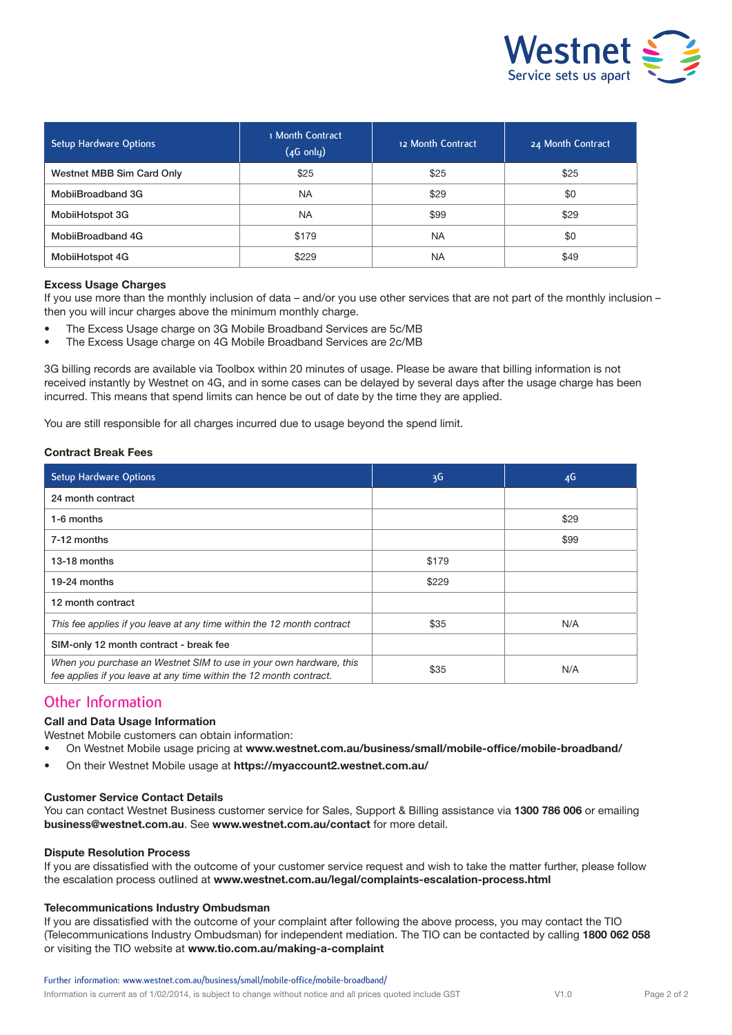| Setup Hardware Options | 1 Month Contract (4G only) | 12 Month Contract | 24 Month Contract |
|---|---|---|---|
| Westnet MBB Sim Card Only | $25 | $25 | $25 |
| MobiiBroadband 3G | NA | $29 | $0 |
| MobiiHotspot 3G | NA | $99 | $29 |
| MobiiBroadband 4G | $179 | NA | $0 |
| MobiiHotspot 4G | $229 | NA | $49 |

**Excess Usage Charges**

If you use more than the monthly inclusion of data – and/or you use other services that are not part of the monthly inclusion – then you will incur charges above the minimum monthly charge.

- The Excess Usage charge on 3G Mobile Broadband Services are 5c/MB
- The Excess Usage charge on 4G Mobile Broadband Services are 2c/MB

3G billing records are available via Toolbox within 20 minutes of usage. Please be aware that billing information is not received instantly by Westnet on 4G, and in some cases can be delayed by several days after the usage charge has been incurred. This means that spend limits can hence be out of date by the time they are applied.

You are still responsible for all charges incurred due to usage beyond the spend limit.

**Contract Break Fees**

| Setup Hardware Options | 3G | 4G |
|---|---|---|
| 24 month contract | | |
| 1-6 months | | $29 |
| 7-12 months | | $99 |
| 13-18 months | $179 | |
| 19-24 months | $229 | |
| 12 month contract | | |
| *This fee applies if you leave at any time within the 12 month contract* | $35 | N/A |
| SIM-only 12 month contract - break fee | | |
| *When you purchase an Westnet SIM to use in your own hardware, this fee applies if you leave at any time within the 12 month contract.* | $35 | N/A |

## Other Information

**Call and Data Usage Information**

Westnet Mobile customers can obtain information:

- On Westnet Mobile usage pricing at **www.westnet.com.au/business/small/mobile-office/mobile-broadband/**
- On their Westnet Mobile usage at **https://myaccount2.westnet.com.au/**

**Customer Service Contact Details**

You can contact Westnet Business customer service for Sales, Support & Billing assistance via **1300 786 006** or emailing **business@westnet.com.au**. See **www.westnet.com.au/contact** for more detail.

**Dispute Resolution Process**

If you are dissatisfied with the outcome of your customer service request and wish to take the matter further, please follow the escalation process outlined at **www.westnet.com.au/legal/complaints-escalation-process.html**

**Telecommunications Industry Ombudsman**

If you are dissatisfied with the outcome of your complaint after following the above process, you may contact the TIO (Telecommunications Industry Ombudsman) for independent mediation. The TIO can be contacted by calling **1800 062 058** or visiting the TIO website at **www.tio.com.au/making-a-complaint**

Further information: www.westnet.com.au/business/small/mobile-office/mobile-broadband/

Information is current as of 1/02/2014, is subject to change without notice and all prices quoted include GST V1.0